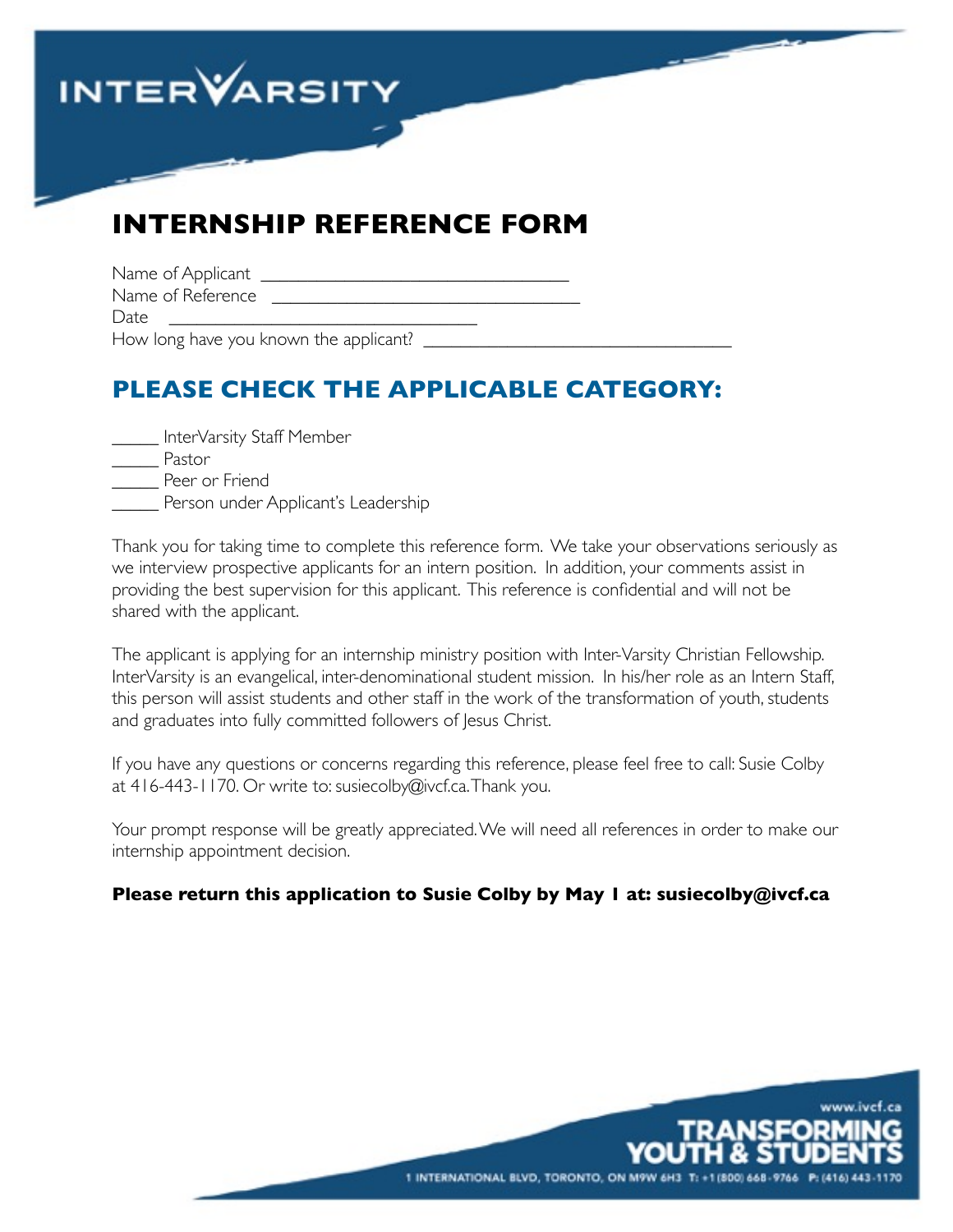INTERVARSITY

# INTERNSHIP REFERENCE FORM

Name of Applicant ________________________________
Name of Reference ________________________________
Date ________________________________
How long have you known the applicant? ________________________________

## PLEASE CHECK THE APPLICABLE CATEGORY:

_____ InterVarsity Staff Member
_____ Pastor
_____ Peer or Friend
_____ Person under Applicant's Leadership

Thank you for taking time to complete this reference form. We take your observations seriously as we interview prospective applicants for an intern position. In addition, your comments assist in providing the best supervision for this applicant. This reference is confidential and will not be shared with the applicant.

The applicant is applying for an internship ministry position with Inter-Varsity Christian Fellowship. InterVarsity is an evangelical, inter-denominational student mission. In his/her role as an Intern Staff, this person will assist students and other staff in the work of the transformation of youth, students and graduates into fully committed followers of Jesus Christ.

If you have any questions or concerns regarding this reference, please feel free to call: Susie Colby at 416-443-1170. Or write to: susiecolby@ivcf.ca. Thank you.

Your prompt response will be greatly appreciated. We will need all references in order to make our internship appointment decision.

**Please return this application to Susie Colby by May 1 at: susiecolby@ivcf.ca**

www.ivcf.ca
TRANSFORMING YOUTH & STUDENTS
1 INTERNATIONAL BLVD, TORONTO, ON M9W 6H3 T: +1 (800) 668-9766 P: (416) 443-1170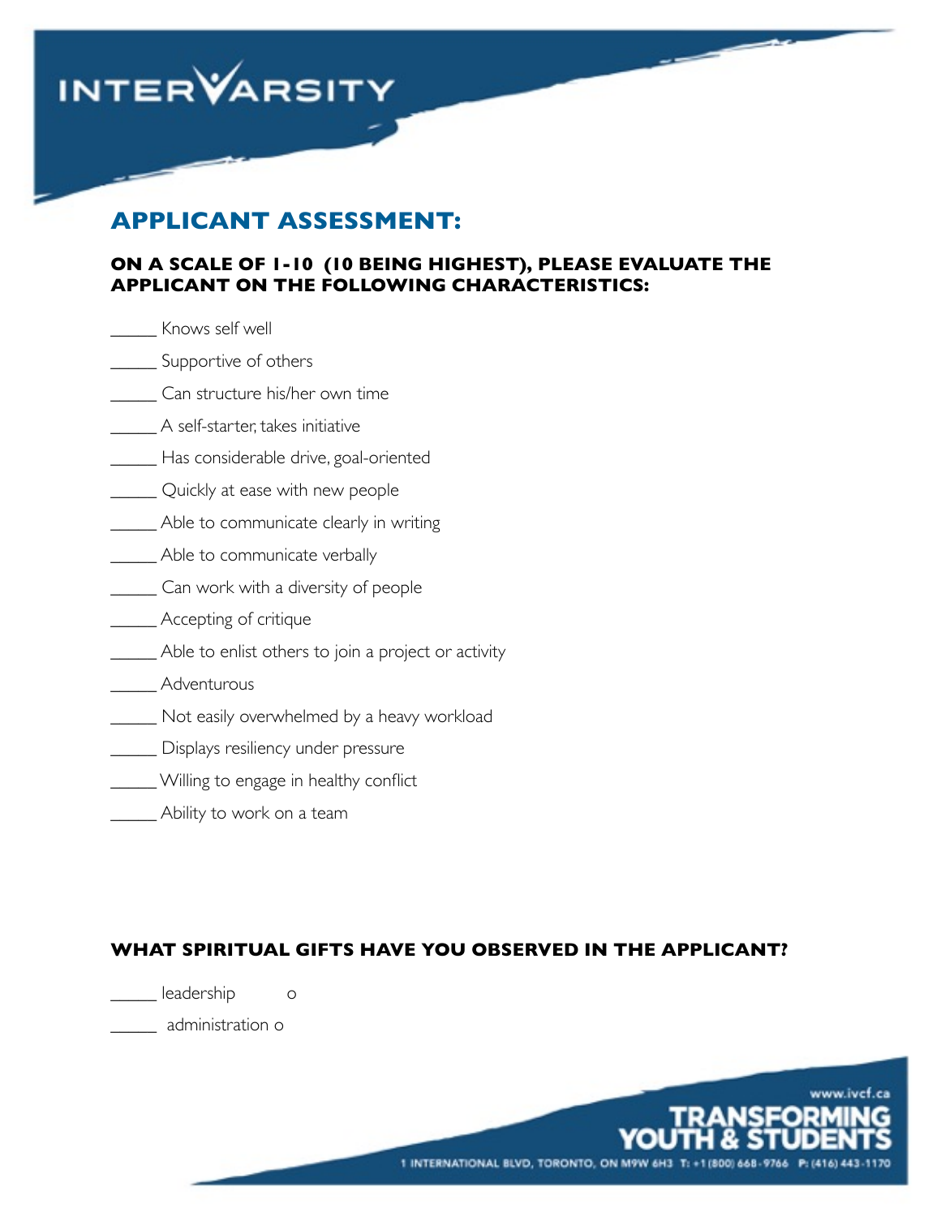INTERVARSITY

## APPLICANT ASSESSMENT:

### ON A SCALE OF 1-10 (10 BEING HIGHEST), PLEASE EVALUATE THE APPLICANT ON THE FOLLOWING CHARACTERISTICS:

_____ Knows self well

_____ Supportive of others

_____ Can structure his/her own time

_____ A self-starter, takes initiative

_____ Has considerable drive, goal-oriented

_____ Quickly at ease with new people

_____ Able to communicate clearly in writing

_____ Able to communicate verbally

_____ Can work with a diversity of people

_____ Accepting of critique

_____ Able to enlist others to join a project or activity

_____ Adventurous

_____ Not easily overwhelmed by a heavy workload

_____ Displays resiliency under pressure

_____ Willing to engage in healthy conflict

_____ Ability to work on a team

### WHAT SPIRITUAL GIFTS HAVE YOU OBSERVED IN THE APPLICANT?

_____ leadership o

_____ administration o

www.ivcf.ca

TRANSFORMING YOUTH & STUDENTS

1 INTERNATIONAL BLVD, TORONTO, ON M9W 6H3 T: +1 (800) 668-9766 P: (416) 443-1170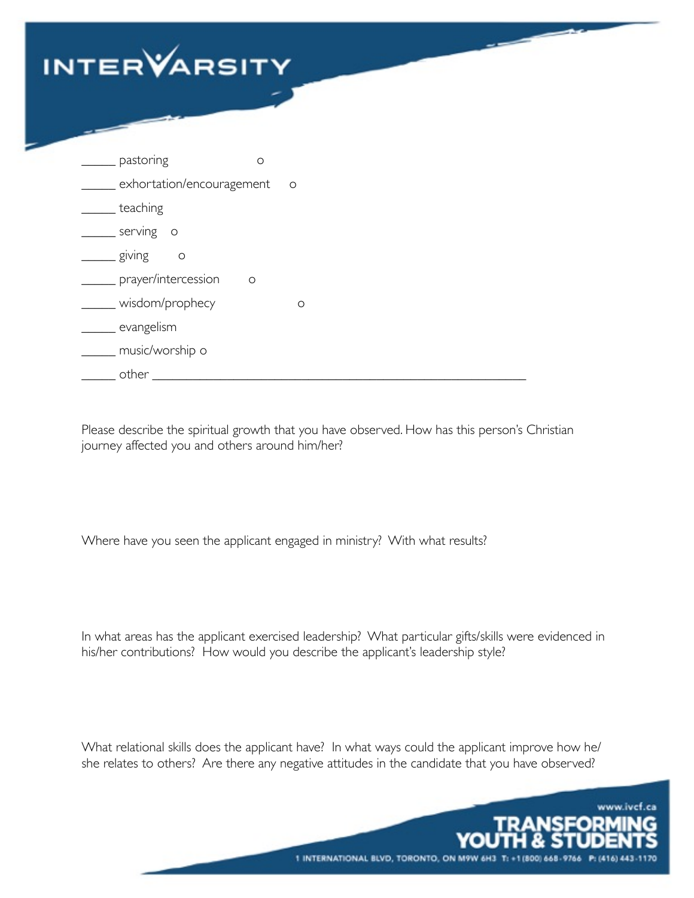_____ pastoring o

_____ exhortation/encouragement o

_____ teaching

_____ serving o

_____ giving o

_____ prayer/intercession o

_____ wisdom/prophecy o

_____ evangelism

_____ music/worship o

_____ other _______________________________________________

Please describe the spiritual growth that you have observed. How has this person's Christian journey affected you and others around him/her?

Where have you seen the applicant engaged in ministry? With what results?

In what areas has the applicant exercised leadership? What particular gifts/skills were evidenced in his/her contributions? How would you describe the applicant's leadership style?

What relational skills does the applicant have? In what ways could the applicant improve how he/she relates to others? Are there any negative attitudes in the candidate that you have observed?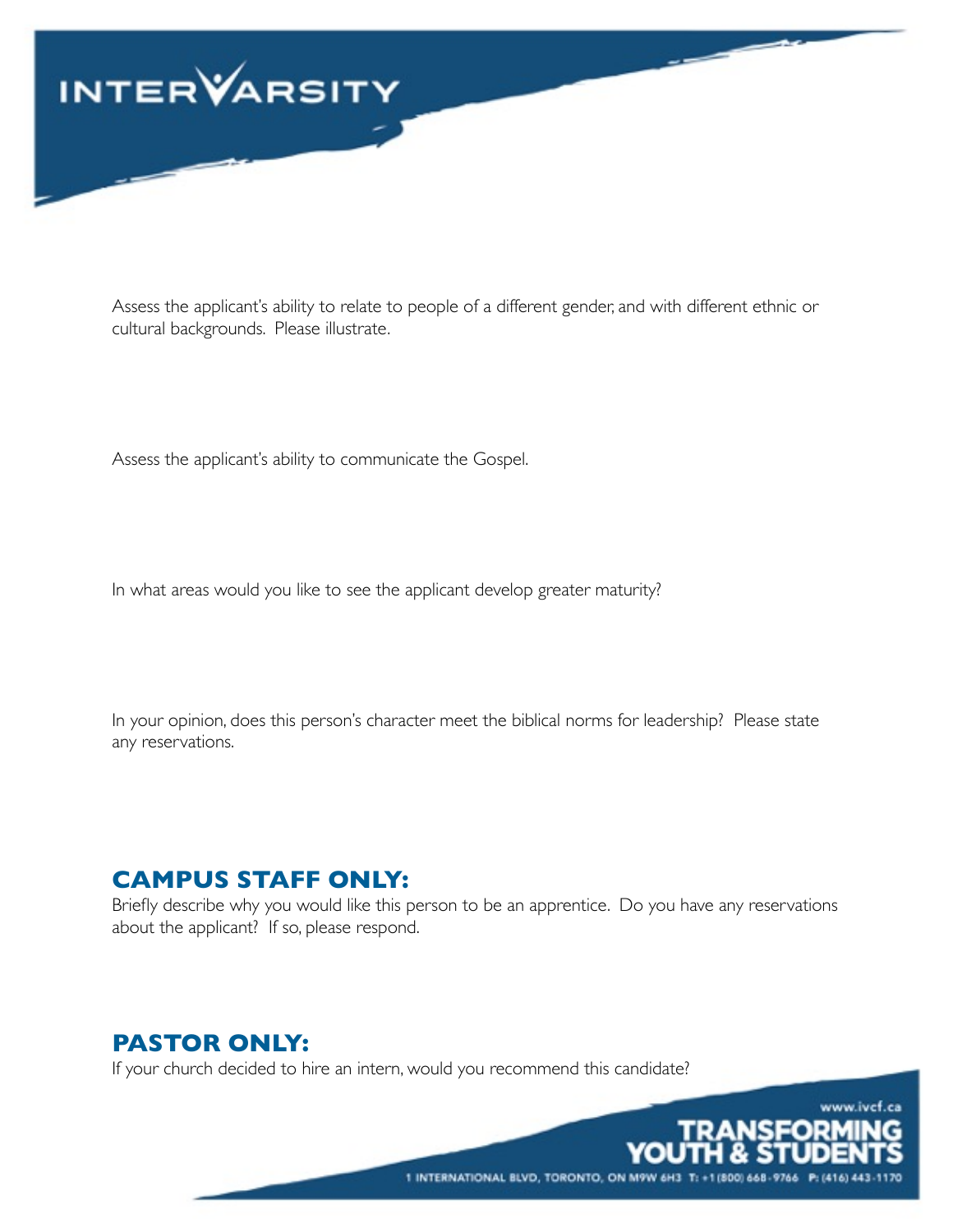Assess the applicant's ability to relate to people of a different gender, and with different ethnic or cultural backgrounds. Please illustrate.

Assess the applicant's ability to communicate the Gospel.

In what areas would you like to see the applicant develop greater maturity?

In your opinion, does this person's character meet the biblical norms for leadership? Please state any reservations.

## CAMPUS STAFF ONLY:

Briefly describe why you would like this person to be an apprentice. Do you have any reservations about the applicant? If so, please respond.

## PASTOR ONLY:

If your church decided to hire an intern, would you recommend this candidate?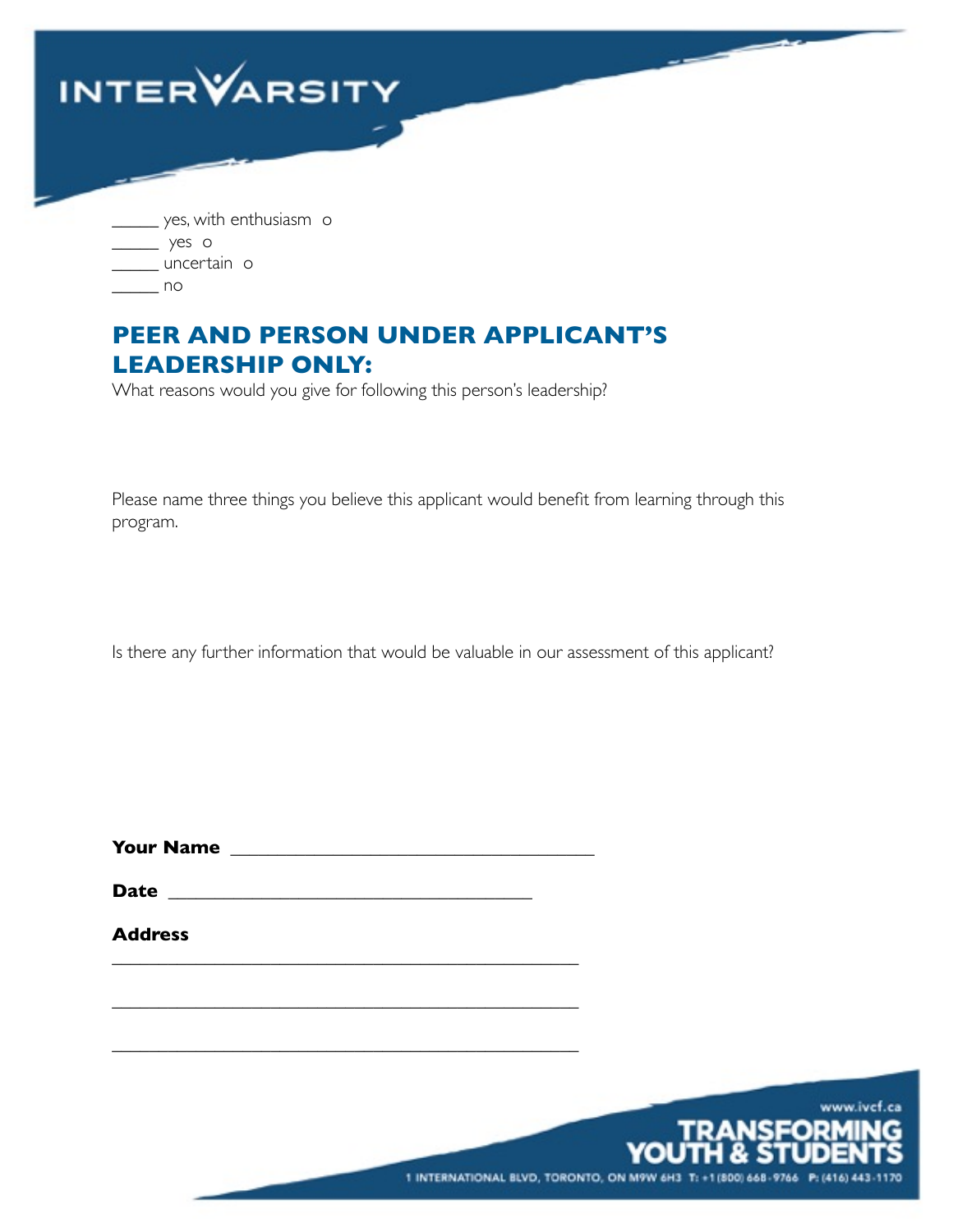_____ yes, with enthusiasm o
_____ yes o
_____ uncertain o
_____ no

## PEER AND PERSON UNDER APPLICANT'S LEADERSHIP ONLY:

What reasons would you give for following this person's leadership?

Please name three things you believe this applicant would benefit from learning through this program.

Is there any further information that would be valuable in our assessment of this applicant?

**Your Name** ___________________________________

**Date** ___________________________________

**Address**

___________________________________________

___________________________________________

___________________________________________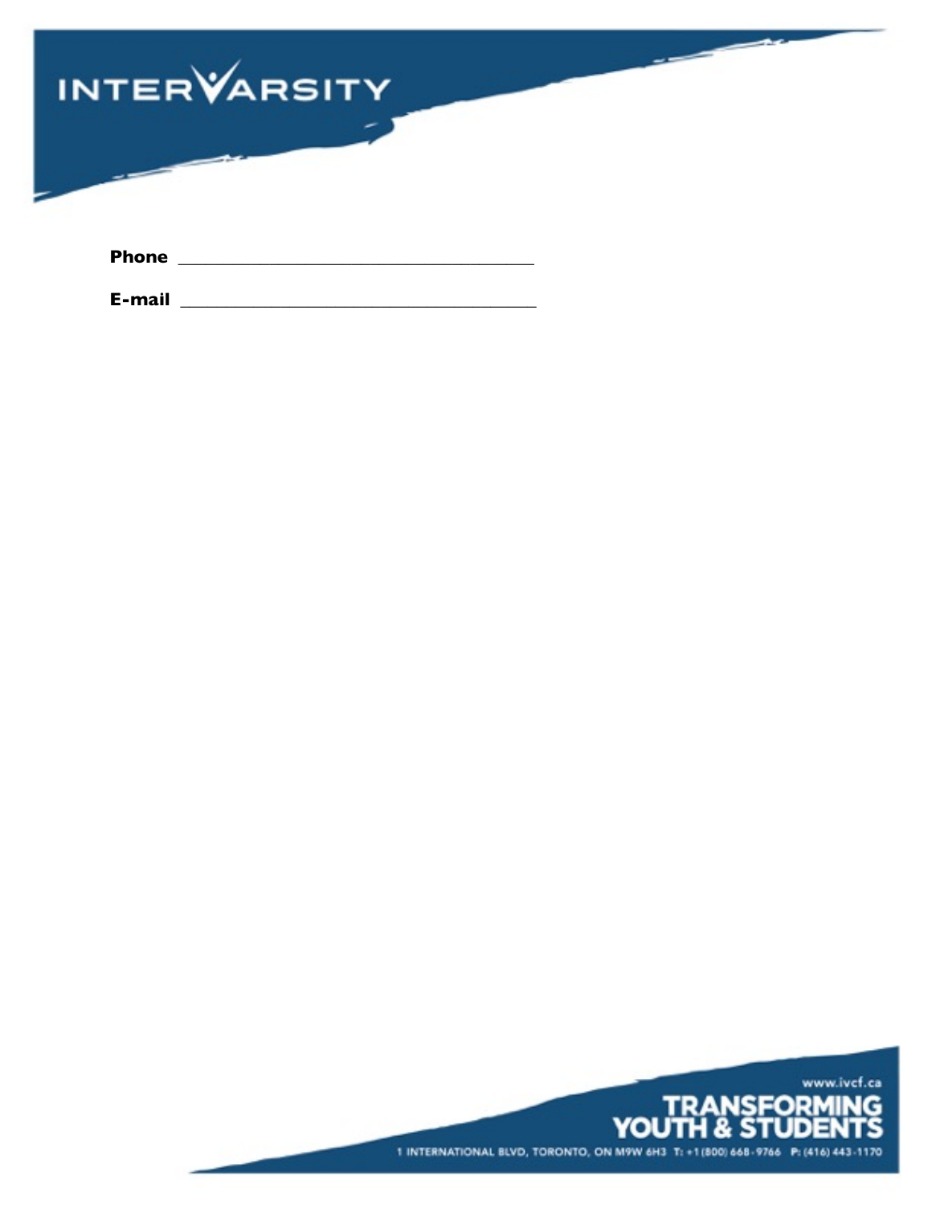INTERVARSITY

**Phone** ________________________________________

**E-mail** ________________________________________

www.ivcf.ca

TRANSFORMING YOUTH & STUDENTS

1 INTERNATIONAL BLVD, TORONTO, ON M9W 6H3 T: +1 (800) 668-9766 P: (416) 443-1170